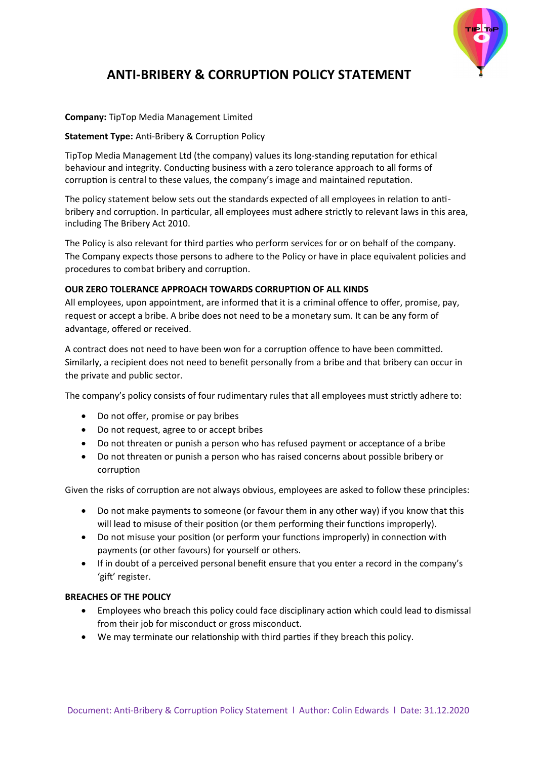# ANTI-BRIBERY & CORRUPTION POLICY STATEMENT

**Company:** TipTop Media Management Limited

**Statement Type:** Anti-Bribery & Corruption Policy

TipTop Media Management Ltd (the company) values its long-standing reputation for ethical behaviour and integrity. Conducting business with a zero tolerance approach to all forms of corruption is central to these values, the company's image and maintained reputation.

The policy statement below sets out the standards expected of all employees in relation to anti-bribery and corruption. In particular, all employees must adhere strictly to relevant laws in this area, including The Bribery Act 2010.

The Policy is also relevant for third parties who perform services for or on behalf of the company. The Company expects those persons to adhere to the Policy or have in place equivalent policies and procedures to combat bribery and corruption.

**OUR ZERO TOLERANCE APPROACH TOWARDS CORRUPTION OF ALL KINDS**

All employees, upon appointment, are informed that it is a criminal offence to offer, promise, pay, request or accept a bribe. A bribe does not need to be a monetary sum. It can be any form of advantage, offered or received.

A contract does not need to have been won for a corruption offence to have been committed. Similarly, a recipient does not need to benefit personally from a bribe and that bribery can occur in the private and public sector.

The company's policy consists of four rudimentary rules that all employees must strictly adhere to:

- Do not offer, promise or pay bribes
- Do not request, agree to or accept bribes
- Do not threaten or punish a person who has refused payment or acceptance of a bribe
- Do not threaten or punish a person who has raised concerns about possible bribery or corruption

Given the risks of corruption are not always obvious, employees are asked to follow these principles:

- Do not make payments to someone (or favour them in any other way) if you know that this will lead to misuse of their position (or them performing their functions improperly).
- Do not misuse your position (or perform your functions improperly) in connection with payments (or other favours) for yourself or others.
- If in doubt of a perceived personal benefit ensure that you enter a record in the company's 'gift' register.

**BREACHES OF THE POLICY**

- Employees who breach this policy could face disciplinary action which could lead to dismissal from their job for misconduct or gross misconduct.
- We may terminate our relationship with third parties if they breach this policy.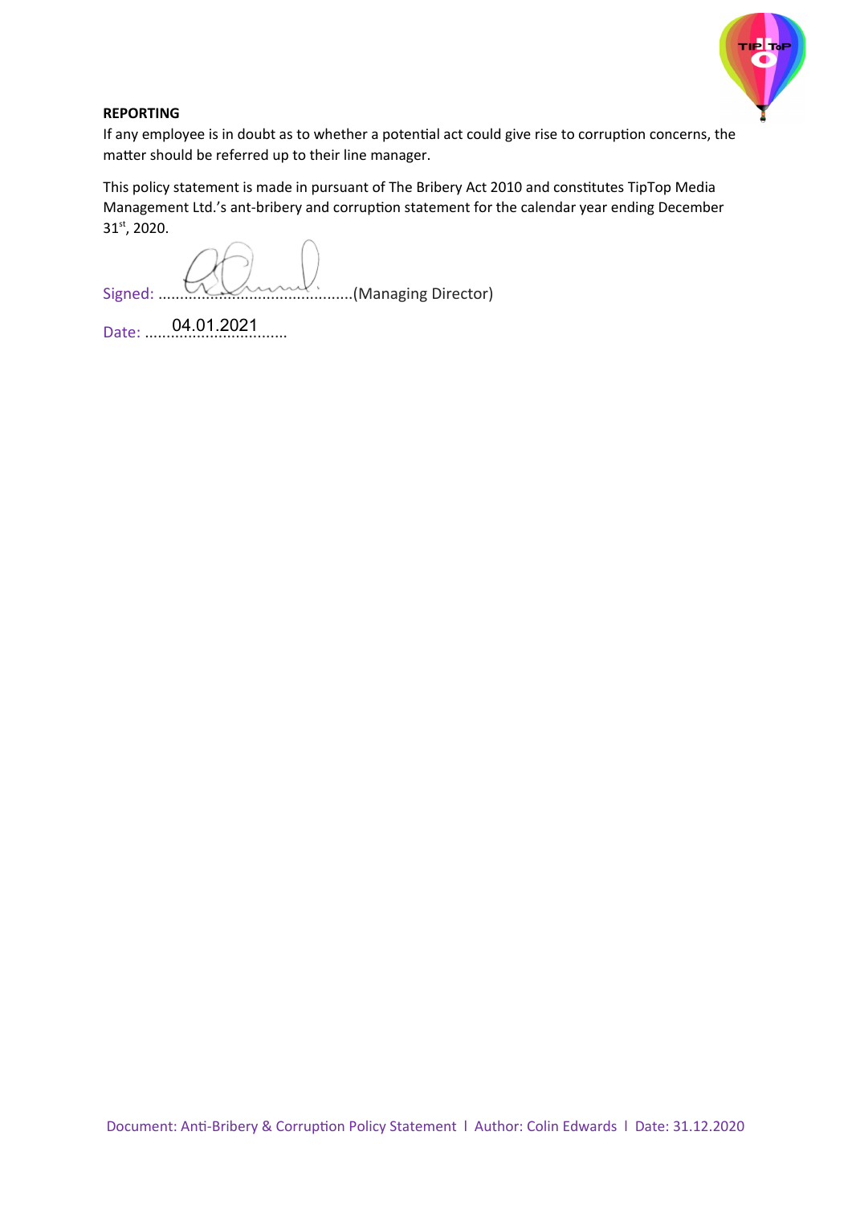**REPORTING**

If any employee is in doubt as to whether a potential act could give rise to corruption concerns, the matter should be referred up to their line manager.

This policy statement is made in pursuant of The Bribery Act 2010 and constitutes TipTop Media Management Ltd.'s ant-bribery and corruption statement for the calendar year ending December 31st, 2020.

Signed: .............................................(Managing Director)

Date: ......04.01.2021......